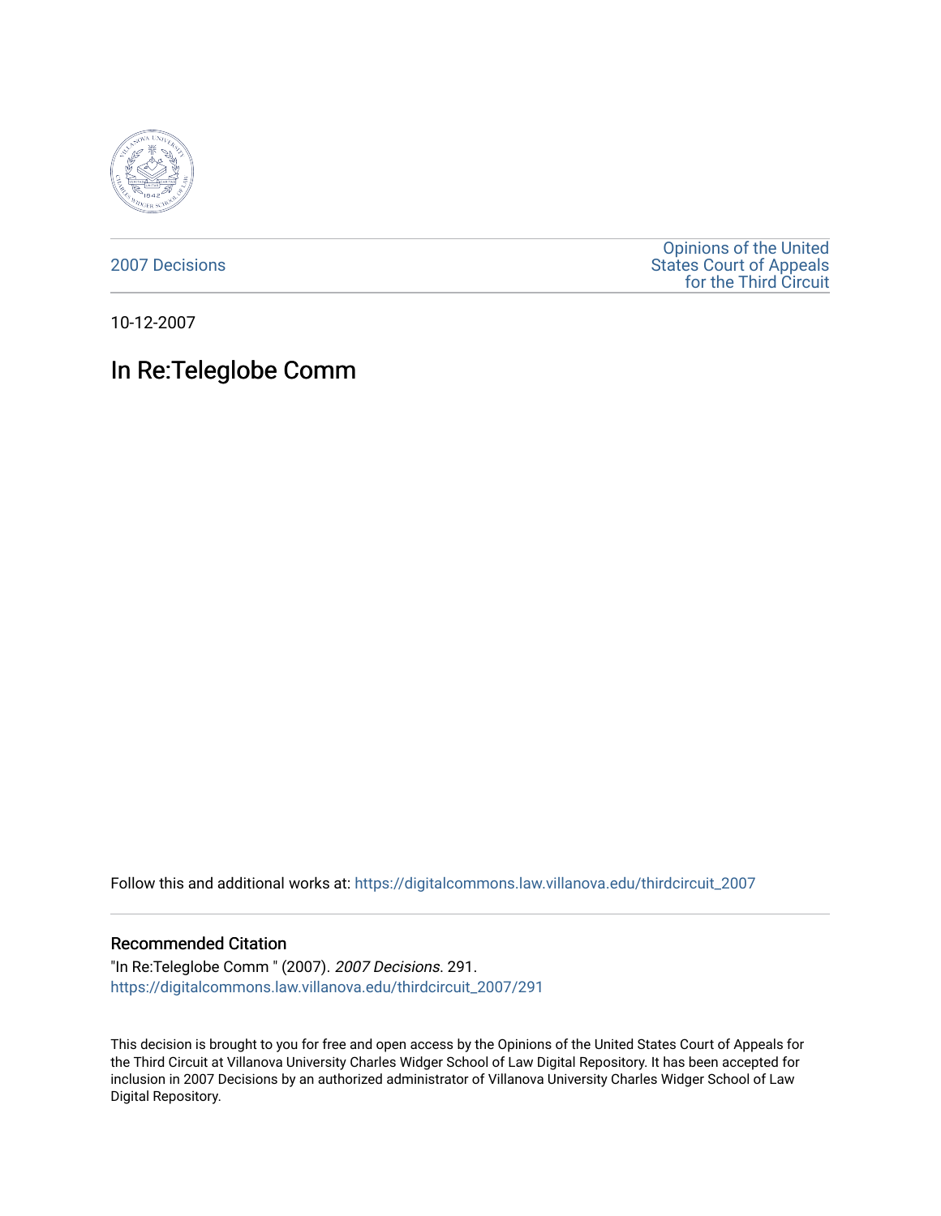2007 Decisions

Opinions of the United States Court of Appeals for the Third Circuit

10-12-2007

# In Re:Teleglobe Comm

Follow this and additional works at: https://digitalcommons.law.villanova.edu/thirdcircuit_2007

### Recommended Citation

"In Re:Teleglobe Comm " (2007). *2007 Decisions*. 291.
https://digitalcommons.law.villanova.edu/thirdcircuit_2007/291

This decision is brought to you for free and open access by the Opinions of the United States Court of Appeals for the Third Circuit at Villanova University Charles Widger School of Law Digital Repository. It has been accepted for inclusion in 2007 Decisions by an authorized administrator of Villanova University Charles Widger School of Law Digital Repository.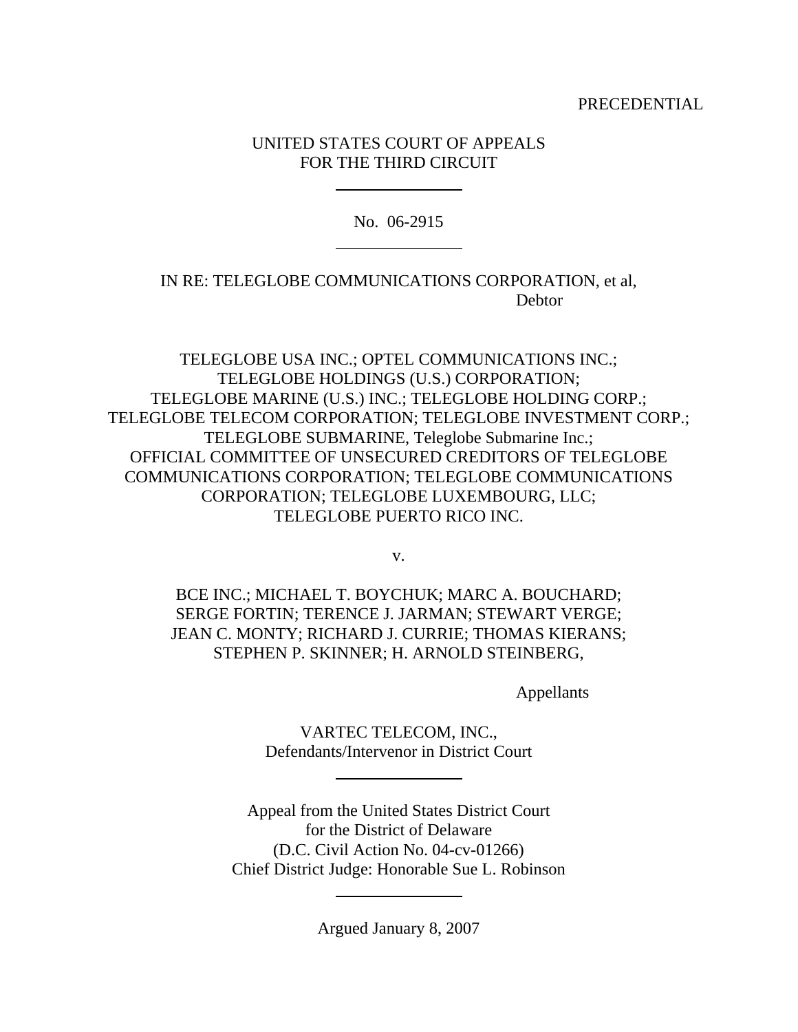PRECEDENTIAL

UNITED STATES COURT OF APPEALS
FOR THE THIRD CIRCUIT

---

No. 06-2915

---

IN RE: TELEGLOBE COMMUNICATIONS CORPORATION, et al,
Debtor

TELEGLOBE USA INC.; OPTEL COMMUNICATIONS INC.;
TELEGLOBE HOLDINGS (U.S.) CORPORATION;
TELEGLOBE MARINE (U.S.) INC.; TELEGLOBE HOLDING CORP.;
TELEGLOBE TELECOM CORPORATION; TELEGLOBE INVESTMENT CORP.;
TELEGLOBE SUBMARINE, Teleglobe Submarine Inc.;
OFFICIAL COMMITTEE OF UNSECURED CREDITORS OF TELEGLOBE
COMMUNICATIONS CORPORATION; TELEGLOBE COMMUNICATIONS
CORPORATION; TELEGLOBE LUXEMBOURG, LLC;
TELEGLOBE PUERTO RICO INC.

v.

BCE INC.; MICHAEL T. BOYCHUK; MARC A. BOUCHARD;
SERGE FORTIN; TERENCE J. JARMAN; STEWART VERGE;
JEAN C. MONTY; RICHARD J. CURRIE; THOMAS KIERANS;
STEPHEN P. SKINNER; H. ARNOLD STEINBERG,

Appellants

VARTEC TELECOM, INC.,
Defendants/Intervenor in District Court

---

Appeal from the United States District Court
for the District of Delaware
(D.C. Civil Action No. 04-cv-01266)
Chief District Judge: Honorable Sue L. Robinson

---

Argued January 8, 2007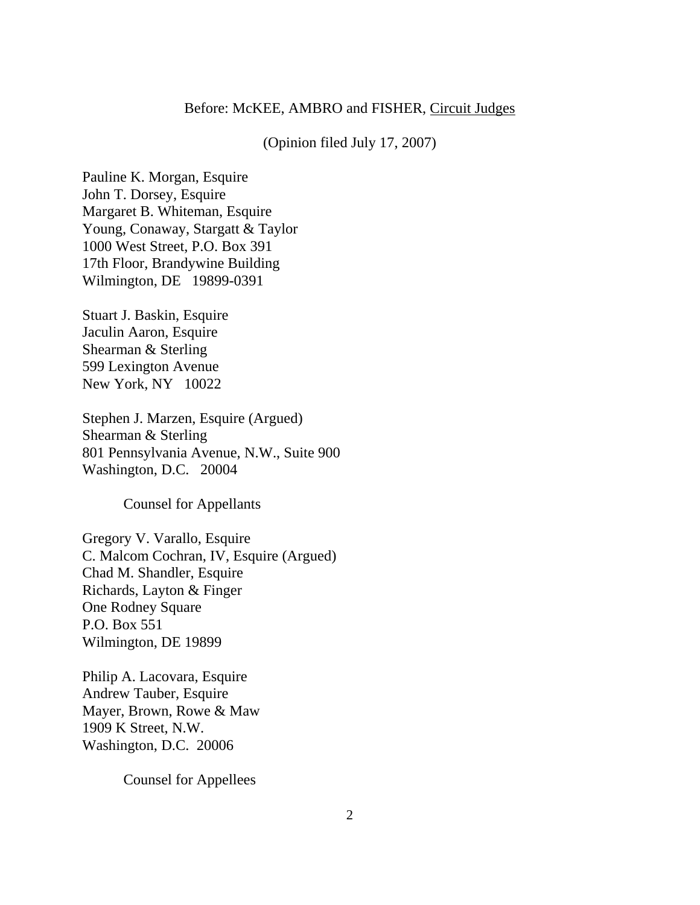Before: McKEE, AMBRO and FISHER, Circuit Judges

(Opinion filed July 17, 2007)

Pauline K. Morgan, Esquire
John T. Dorsey, Esquire
Margaret B. Whiteman, Esquire
Young, Conaway, Stargatt & Taylor
1000 West Street, P.O. Box 391
17th Floor, Brandywine Building
Wilmington, DE 19899-0391

Stuart J. Baskin, Esquire
Jaculin Aaron, Esquire
Shearman & Sterling
599 Lexington Avenue
New York, NY 10022

Stephen J. Marzen, Esquire (Argued)
Shearman & Sterling
801 Pennsylvania Avenue, N.W., Suite 900
Washington, D.C. 20004

Counsel for Appellants

Gregory V. Varallo, Esquire
C. Malcom Cochran, IV, Esquire (Argued)
Chad M. Shandler, Esquire
Richards, Layton & Finger
One Rodney Square
P.O. Box 551
Wilmington, DE 19899

Philip A. Lacovara, Esquire
Andrew Tauber, Esquire
Mayer, Brown, Rowe & Maw
1909 K Street, N.W.
Washington, D.C. 20006

Counsel for Appellees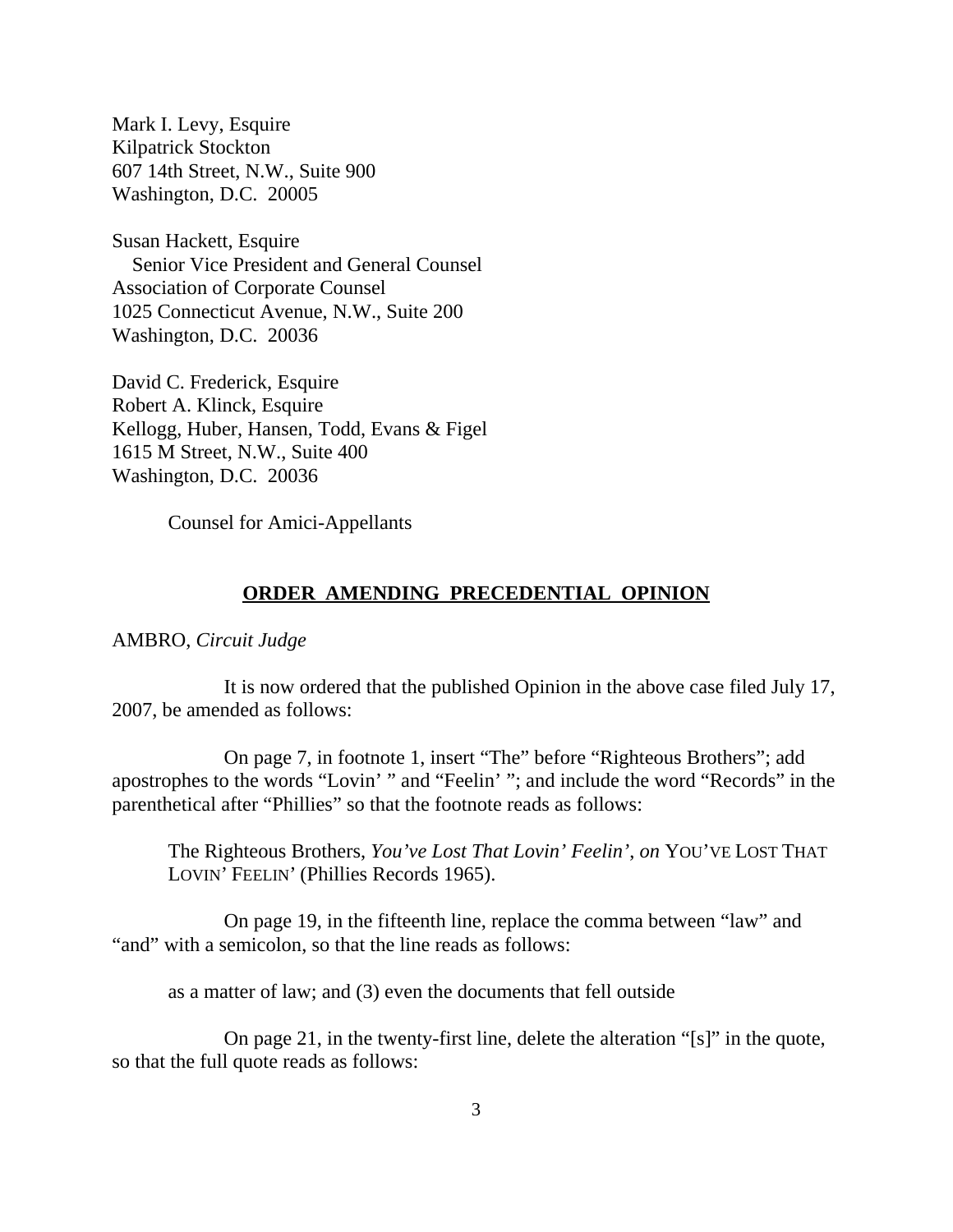Mark I. Levy, Esquire
Kilpatrick Stockton
607 14th Street, N.W., Suite 900
Washington, D.C. 20005

Susan Hackett, Esquire
Senior Vice President and General Counsel
Association of Corporate Counsel
1025 Connecticut Avenue, N.W., Suite 200
Washington, D.C. 20036

David C. Frederick, Esquire
Robert A. Klinck, Esquire
Kellogg, Huber, Hansen, Todd, Evans & Figel
1615 M Street, N.W., Suite 400
Washington, D.C. 20036

Counsel for Amici-Appellants

## ORDER AMENDING PRECEDENTIAL OPINION

AMBRO, *Circuit Judge*

It is now ordered that the published Opinion in the above case filed July 17, 2007, be amended as follows:

On page 7, in footnote 1, insert "The" before "Righteous Brothers"; add apostrophes to the words "Lovin' " and "Feelin' "; and include the word "Records" in the parenthetical after "Phillies" so that the footnote reads as follows:

> The Righteous Brothers, *You've Lost That Lovin' Feelin'*, *on* YOU'VE LOST THAT LOVIN' FEELIN' (Phillies Records 1965).

On page 19, in the fifteenth line, replace the comma between "law" and "and" with a semicolon, so that the line reads as follows:

> as a matter of law; and (3) even the documents that fell outside

On page 21, in the twenty-first line, delete the alteration "[s]" in the quote, so that the full quote reads as follows: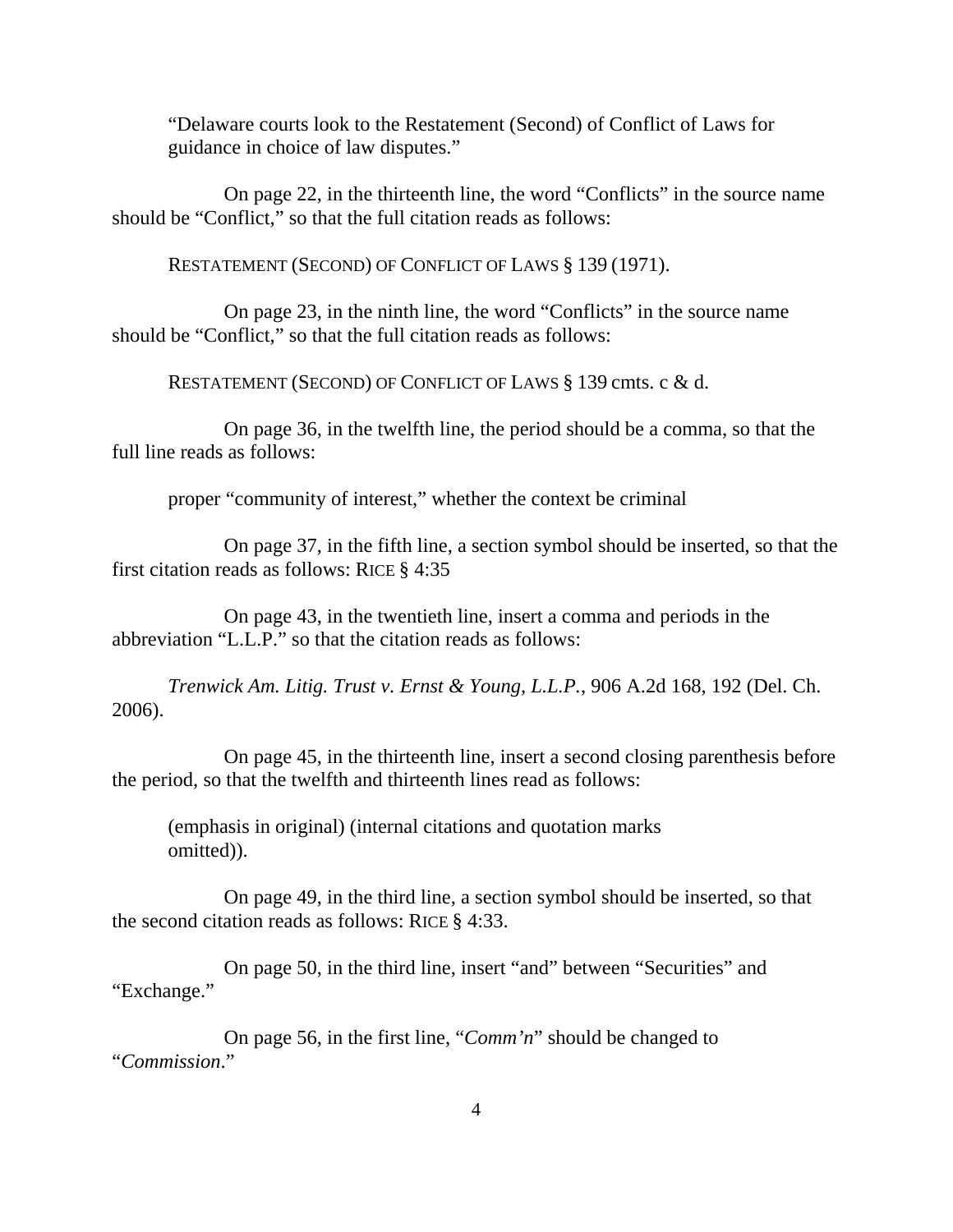"Delaware courts look to the Restatement (Second) of Conflict of Laws for guidance in choice of law disputes."

On page 22, in the thirteenth line, the word "Conflicts" in the source name should be "Conflict," so that the full citation reads as follows:

RESTATEMENT (SECOND) OF CONFLICT OF LAWS § 139 (1971).

On page 23, in the ninth line, the word "Conflicts" in the source name should be "Conflict," so that the full citation reads as follows:

RESTATEMENT (SECOND) OF CONFLICT OF LAWS § 139 cmts. c & d.

On page 36, in the twelfth line, the period should be a comma, so that the full line reads as follows:

proper "community of interest," whether the context be criminal

On page 37, in the fifth line, a section symbol should be inserted, so that the first citation reads as follows: RICE § 4:35

On page 43, in the twentieth line, insert a comma and periods in the abbreviation "L.L.P." so that the citation reads as follows:

*Trenwick Am. Litig. Trust v. Ernst & Young, L.L.P.*, 906 A.2d 168, 192 (Del. Ch. 2006).

On page 45, in the thirteenth line, insert a second closing parenthesis before the period, so that the twelfth and thirteenth lines read as follows:

(emphasis in original) (internal citations and quotation marks omitted)).

On page 49, in the third line, a section symbol should be inserted, so that the second citation reads as follows: RICE § 4:33.

On page 50, in the third line, insert "and" between "Securities" and "Exchange."

On page 56, in the first line, "*Comm'n*" should be changed to "*Commission*."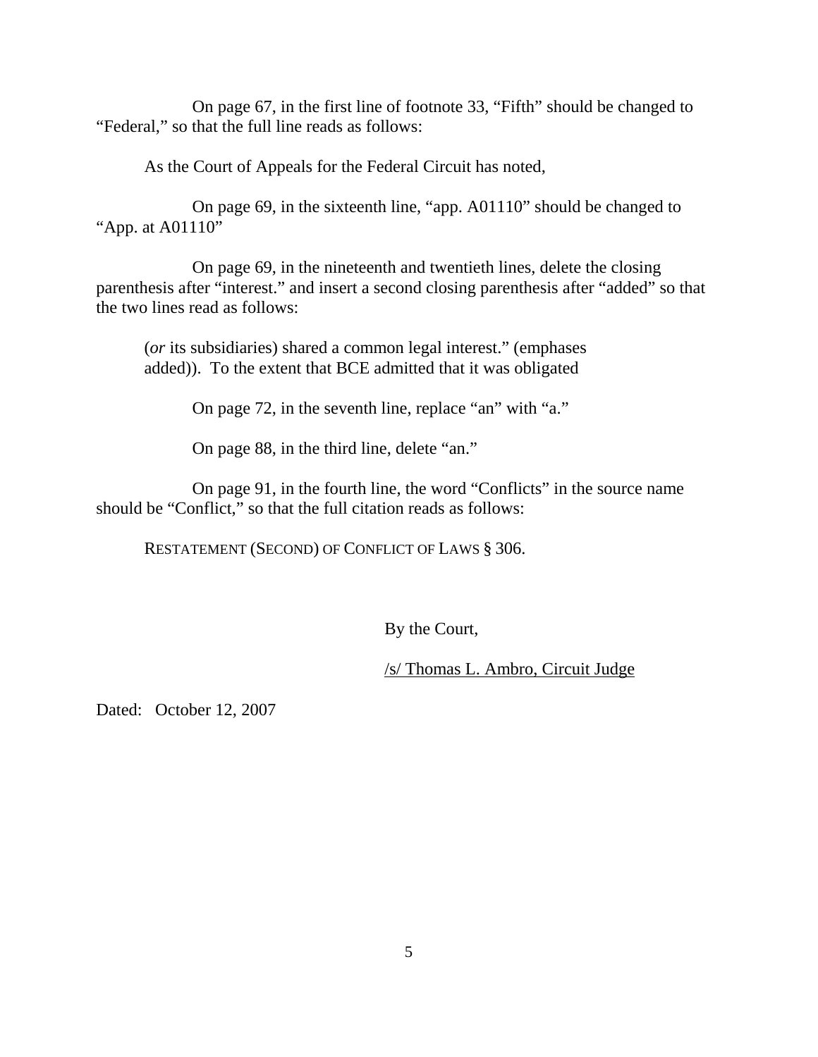On page 67, in the first line of footnote 33, "Fifth" should be changed to "Federal," so that the full line reads as follows:

> As the Court of Appeals for the Federal Circuit has noted,

On page 69, in the sixteenth line, "app. A01110" should be changed to "App. at A01110"

On page 69, in the nineteenth and twentieth lines, delete the closing parenthesis after "interest." and insert a second closing parenthesis after "added" so that the two lines read as follows:

> (*or* its subsidiaries) shared a common legal interest." (emphases added)). To the extent that BCE admitted that it was obligated

On page 72, in the seventh line, replace "an" with "a."

On page 88, in the third line, delete "an."

On page 91, in the fourth line, the word "Conflicts" in the source name should be "Conflict," so that the full citation reads as follows:

> RESTATEMENT (SECOND) OF CONFLICT OF LAWS § 306.

By the Court,

/s/ Thomas L. Ambro, Circuit Judge

Dated: October 12, 2007